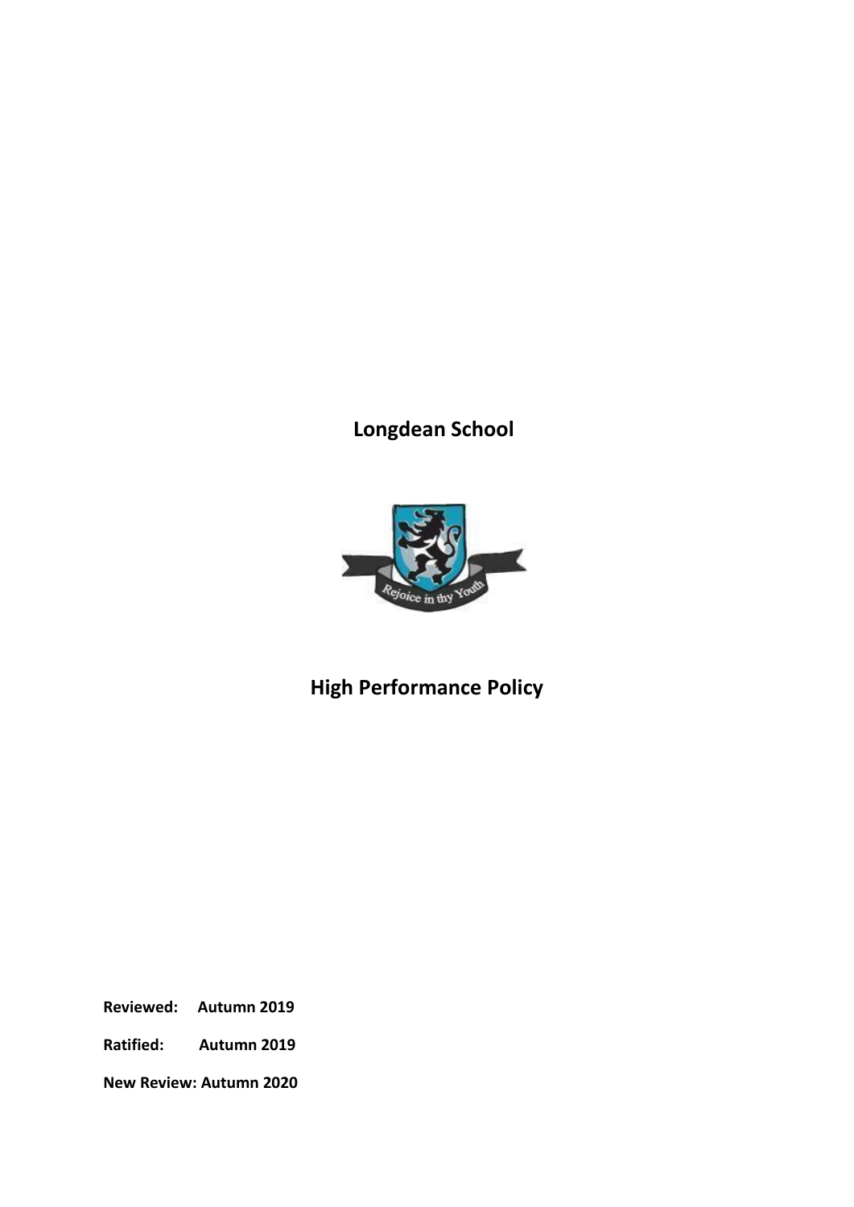# Longdean School

# High Performance Policy

**Reviewed:** **Autumn 2019**

**Ratified:** **Autumn 2019**

**New Review: Autumn 2020**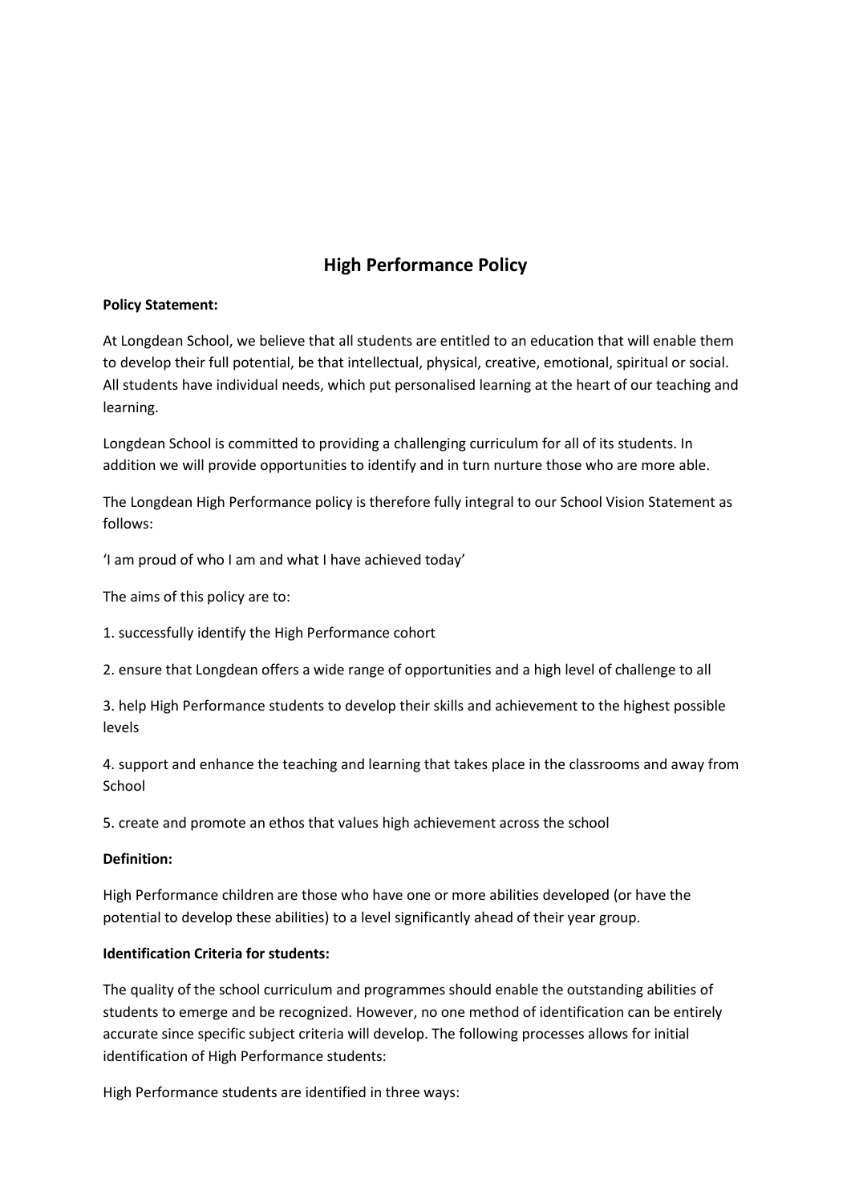## High Performance Policy

**Policy Statement:**

At Longdean School, we believe that all students are entitled to an education that will enable them to develop their full potential, be that intellectual, physical, creative, emotional, spiritual or social. All students have individual needs, which put personalised learning at the heart of our teaching and learning.

Longdean School is committed to providing a challenging curriculum for all of its students. In addition we will provide opportunities to identify and in turn nurture those who are more able.

The Longdean High Performance policy is therefore fully integral to our School Vision Statement as follows:

'I am proud of who I am and what I have achieved today'

The aims of this policy are to:

1. successfully identify the High Performance cohort
2. ensure that Longdean offers a wide range of opportunities and a high level of challenge to all
3. help High Performance students to develop their skills and achievement to the highest possible levels
4. support and enhance the teaching and learning that takes place in the classrooms and away from School
5. create and promote an ethos that values high achievement across the school

**Definition:**

High Performance children are those who have one or more abilities developed (or have the potential to develop these abilities) to a level significantly ahead of their year group.

**Identification Criteria for students:**

The quality of the school curriculum and programmes should enable the outstanding abilities of students to emerge and be recognized. However, no one method of identification can be entirely accurate since specific subject criteria will develop. The following processes allows for initial identification of High Performance students:

High Performance students are identified in three ways: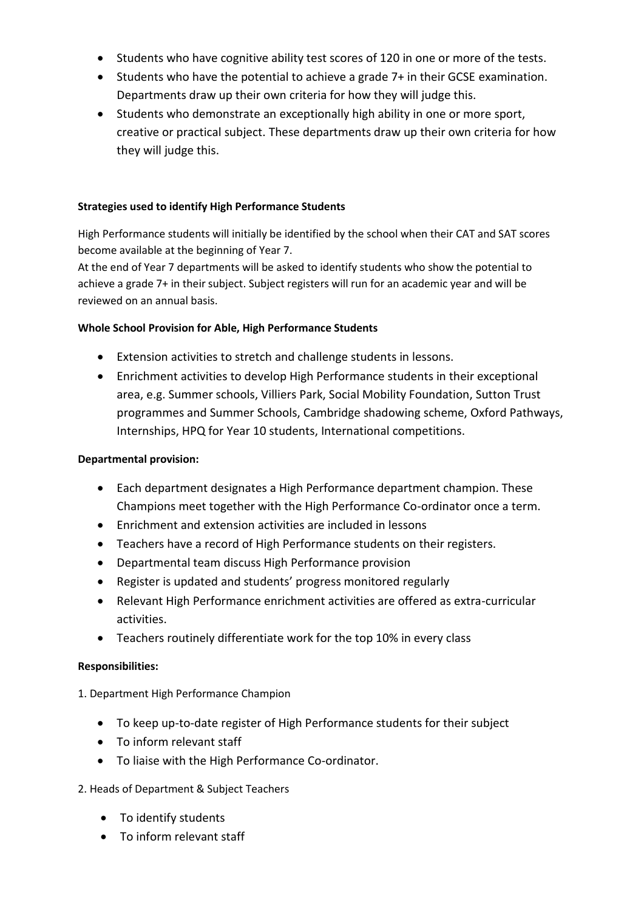- Students who have cognitive ability test scores of 120 in one or more of the tests.
- Students who have the potential to achieve a grade 7+ in their GCSE examination. Departments draw up their own criteria for how they will judge this.
- Students who demonstrate an exceptionally high ability in one or more sport, creative or practical subject. These departments draw up their own criteria for how they will judge this.

**Strategies used to identify High Performance Students**

High Performance students will initially be identified by the school when their CAT and SAT scores become available at the beginning of Year 7.
At the end of Year 7 departments will be asked to identify students who show the potential to achieve a grade 7+ in their subject. Subject registers will run for an academic year and will be reviewed on an annual basis.

**Whole School Provision for Able, High Performance Students**

- Extension activities to stretch and challenge students in lessons.
- Enrichment activities to develop High Performance students in their exceptional area, e.g. Summer schools, Villiers Park, Social Mobility Foundation, Sutton Trust programmes and Summer Schools, Cambridge shadowing scheme, Oxford Pathways, Internships, HPQ for Year 10 students, International competitions.

**Departmental provision:**

- Each department designates a High Performance department champion. These Champions meet together with the High Performance Co-ordinator once a term.
- Enrichment and extension activities are included in lessons
- Teachers have a record of High Performance students on their registers.
- Departmental team discuss High Performance provision
- Register is updated and students' progress monitored regularly
- Relevant High Performance enrichment activities are offered as extra-curricular activities.
- Teachers routinely differentiate work for the top 10% in every class

**Responsibilities:**

1. Department High Performance Champion

- To keep up-to-date register of High Performance students for their subject
- To inform relevant staff
- To liaise with the High Performance Co-ordinator.

2. Heads of Department & Subject Teachers

- To identify students
- To inform relevant staff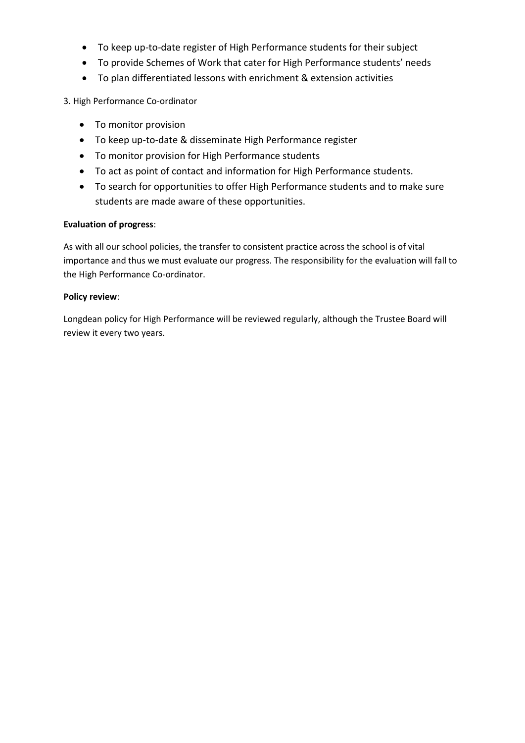- To keep up-to-date register of High Performance students for their subject
- To provide Schemes of Work that cater for High Performance students' needs
- To plan differentiated lessons with enrichment & extension activities

3. High Performance Co-ordinator

- To monitor provision
- To keep up-to-date & disseminate High Performance register
- To monitor provision for High Performance students
- To act as point of contact and information for High Performance students.
- To search for opportunities to offer High Performance students and to make sure students are made aware of these opportunities.

**Evaluation of progress**:

As with all our school policies, the transfer to consistent practice across the school is of vital importance and thus we must evaluate our progress. The responsibility for the evaluation will fall to the High Performance Co-ordinator.

**Policy review**:

Longdean policy for High Performance will be reviewed regularly, although the Trustee Board will review it every two years.